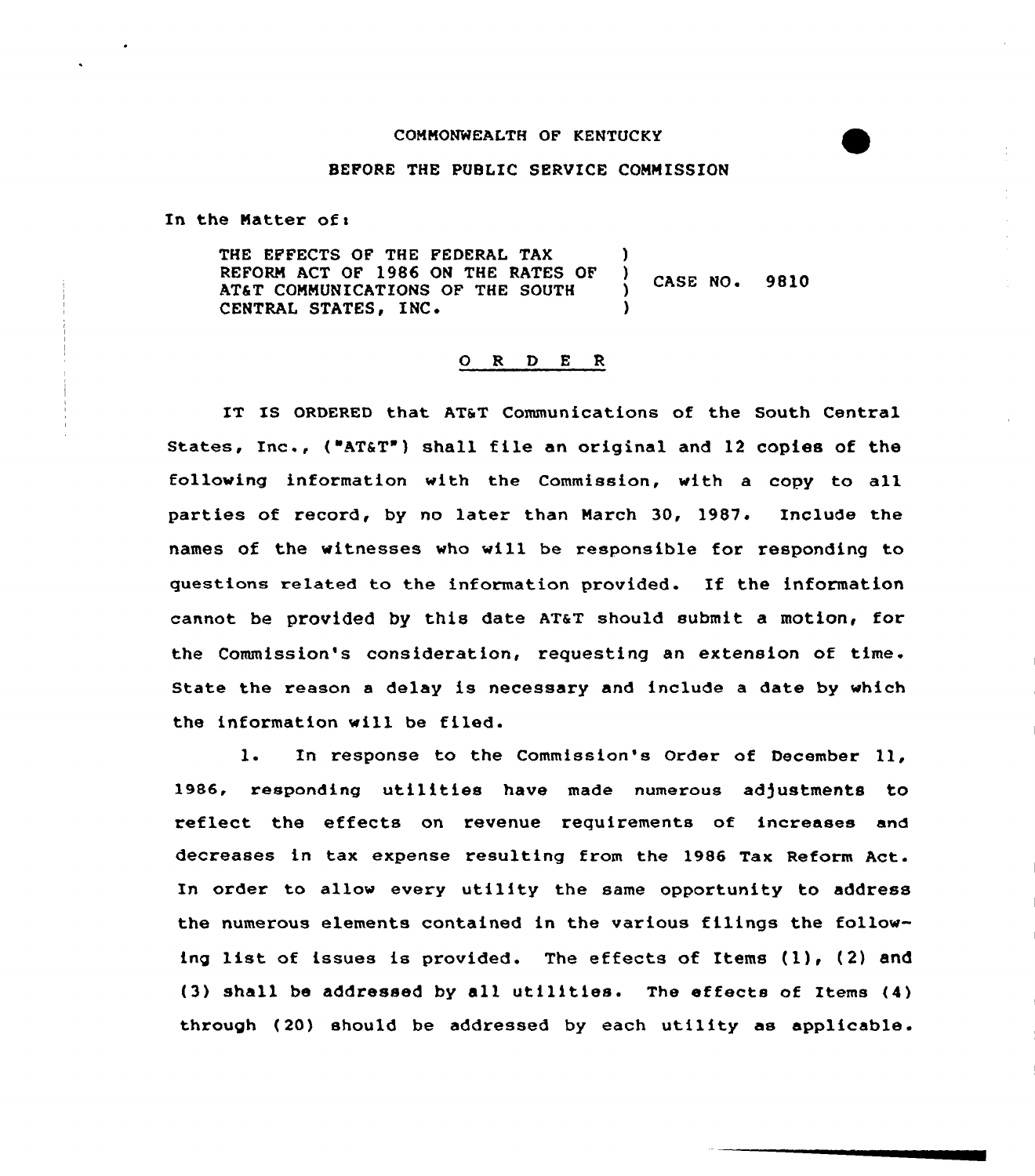COMMONWEALTH OF KENTUCKY

BEFORE THE PUBLIC SERVICE COMMISSION

In the Matter of:

THE EFFECTS OF THE FEDERAL TAX REFORM ACT OF 1986 ON THE RATES OF AT&T COMMUNICATIONS OF THE SOUTH CENTRAL STATES, INC. ) CASE NO. 9810

O R D E R

IT IS ORDERED that AT&T Communications of the South Central States, Inc., ("AT&T") shall file an original and 12 copies of the following information with the Commission, with a copy to all parties of record, by no later than March 30, 1987. Include the names of the witnesses who will be responsible for responding to questions related to the information provided. If the information cannot be provided by this date AT&T should submit a motion, for the Commission's consideration, requesting an extension of time. State the reason a delay is necessary and include a date by which the information will be filed.

1. In response to the Commission's Order of December 11, 1986, responding utilities have made numerous adjustments to reflect the effects on revenue requirements of increases and decreases in tax expense resulting from the 1986 Tax Reform Act. In order to allow every utility the same opportunity to address the numerous elements contained in the various filings the following list of issues is provided. The effects of Items (1), (2) and (3) shall be addressed by all utilities. The effects of Items (4) through (20) should be addressed by each utility as applicable.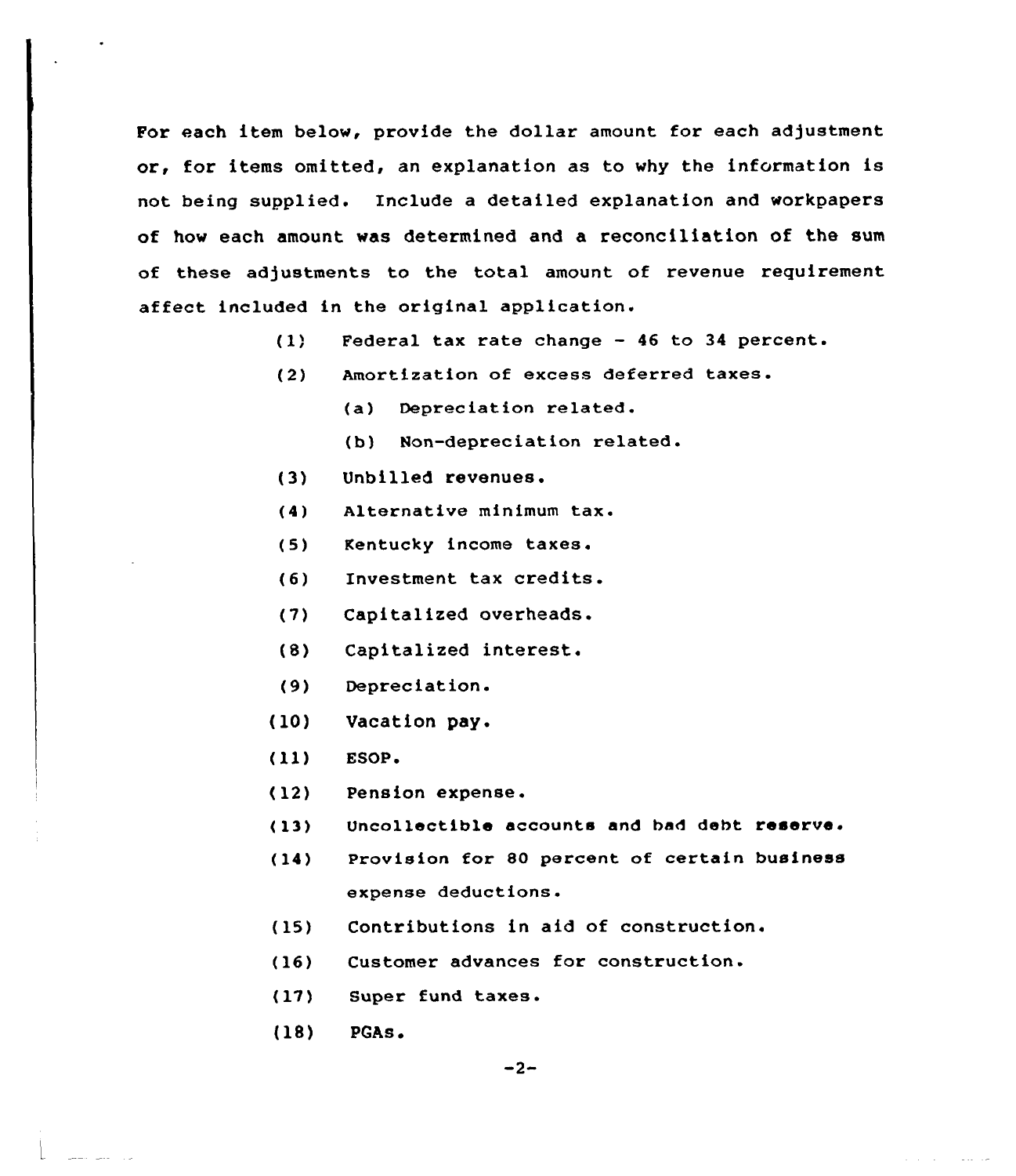For each item below, provide the dollar amount for each adjustment or, for items omitted, an explanation as to why the information is not being supplied. Include a detailed explanation and workpapers of how each amount was determined and a reconciliation of the sum of these adjustments to the total amount of revenue requirement affect included in the original application.

(1) Federal tax rate change - 46 to 34 percent.

(2) Amortization of excess deferred taxes.

  (a) Depreciation related.

  (b) Non-depreciation related.

(3) Unbilled revenues.

(4) Alternative minimum tax.

(5) Kentucky income taxes.

(6) Investment tax credits.

(7) Capitalized overheads.

(8) Capitalized interest.

(9) Depreciation.

(10) Vacation pay.

(11) ESOP.

(12) Pension expense.

(13) Uncollectible accounts and bad debt reserve.

(14) Provision for 80 percent of certain business expense deductions.

(15) Contributions in aid of construction.

(16) Customer advances for construction.

(17) Super fund taxes.

(18) PGAs.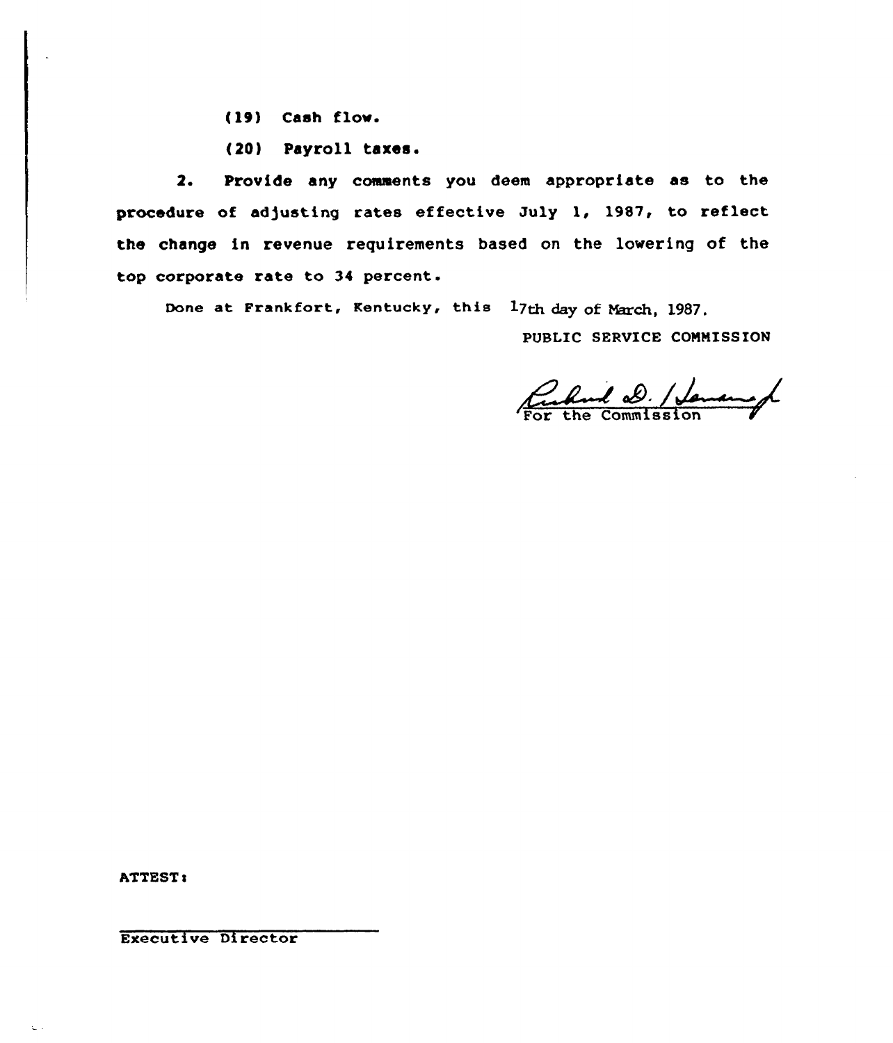(19) Cash flow.

(20) Payroll taxes.

2. Provide any comments you deem appropriate as to the procedure of adjusting rates effective July 1, 1987, to reflect the change in revenue requirements based on the lowering of the top corporate rate to 34 percent.

Done at Frankfort, Kentucky, this 17th day of March, 1987.

PUBLIC SERVICE COMMISSION

For the Commission

ATTEST:

Executive Director